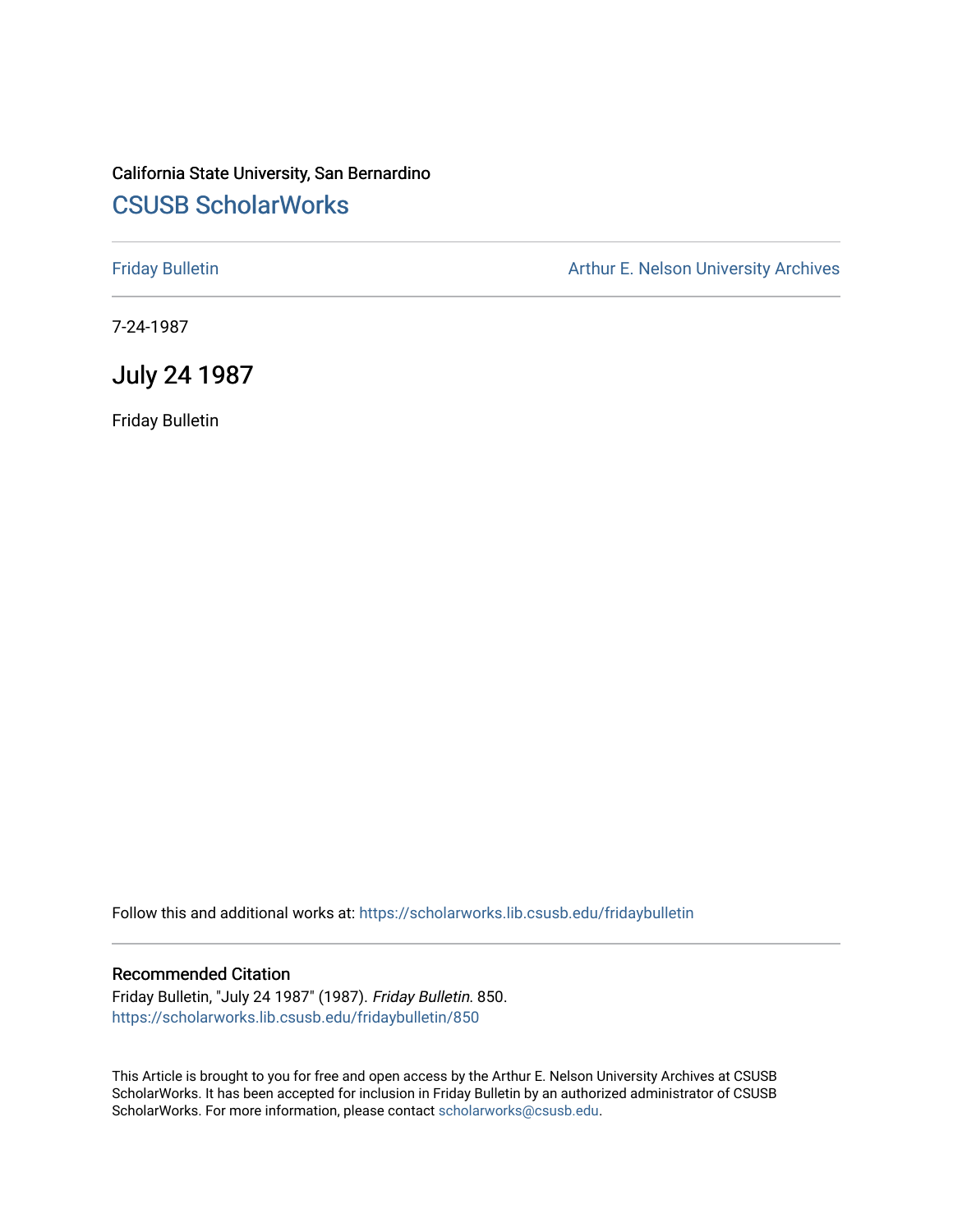California State University, San Bernardino

## CSUSB ScholarWorks

Friday Bulletin

Arthur E. Nelson University Archives

7-24-1987

# July 24 1987

Friday Bulletin

Follow this and additional works at: https://scholarworks.lib.csusb.edu/fridaybulletin

### Recommended Citation

Friday Bulletin, "July 24 1987" (1987). *Friday Bulletin*. 850.
https://scholarworks.lib.csusb.edu/fridaybulletin/850

This Article is brought to you for free and open access by the Arthur E. Nelson University Archives at CSUSB ScholarWorks. It has been accepted for inclusion in Friday Bulletin by an authorized administrator of CSUSB ScholarWorks. For more information, please contact scholarworks@csusb.edu.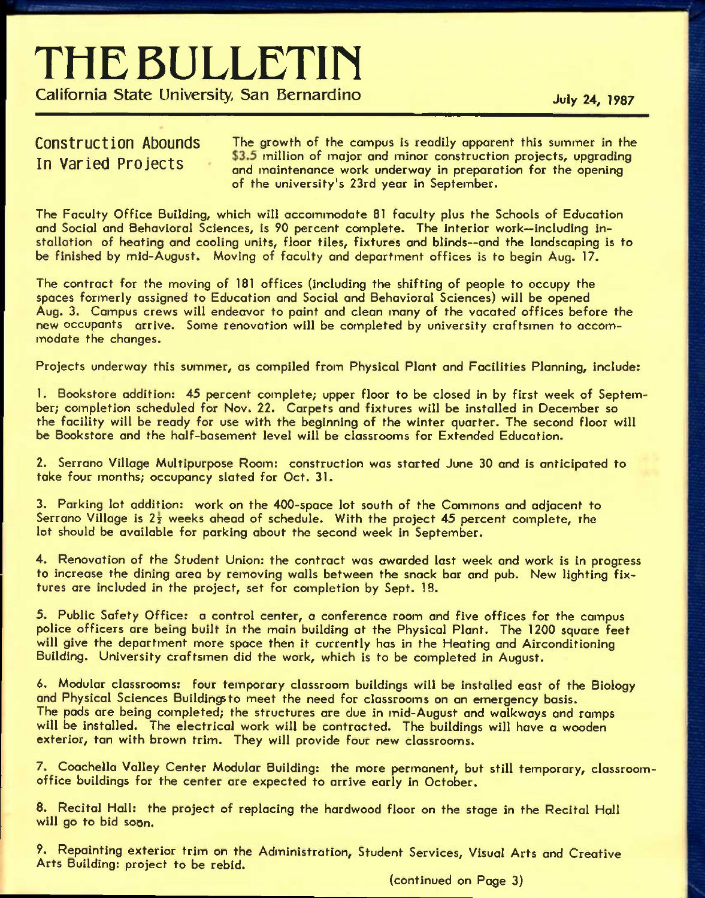# THE BULLETIN

California State University, San Bernardino

July 24, 1987

## Construction Abounds In Varied Projects

The growth of the campus is readily apparent this summer in the \$3.5 million of major and minor construction projects, upgrading and maintenance work underway in preparation for the opening of the university's 23rd year in September.

The Faculty Office Building, which will accommodate 81 faculty plus the Schools of Education and Social and Behavioral Sciences, is 90 percent complete. The interior work--including installation of heating and cooling units, floor tiles, fixtures and blinds--and the landscaping is to be finished by mid-August. Moving of faculty and department offices is to begin Aug. 17.

The contract for the moving of 181 offices (including the shifting of people to occupy the spaces formerly assigned to Education and Social and Behavioral Sciences) will be opened Aug. 3. Campus crews will endeavor to paint and clean many of the vacated offices before the new occupants arrive. Some renovation will be completed by university craftsmen to accommodate the changes.

Projects underway this summer, as compiled from Physical Plant and Facilities Planning, include:

1. Bookstore addition: 45 percent complete; upper floor to be closed in by first week of September; completion scheduled for Nov. 22. Carpets and fixtures will be installed in December so the facility will be ready for use with the beginning of the winter quarter. The second floor will be Bookstore and the half-basement level will be classrooms for Extended Education.

2. Serrano Village Multipurpose Room: construction was started June 30 and is anticipated to take four months; occupancy slated for Oct. 31.

3. Parking lot addition: work on the 400-space lot south of the Commons and adjacent to Serrano Village is 2½ weeks ahead of schedule. With the project 45 percent complete, the lot should be available for parking about the second week in September.

4. Renovation of the Student Union: the contract was awarded last week and work is in progress to increase the dining area by removing walls between the snack bar and pub. New lighting fixtures are included in the project, set for completion by Sept. 18.

5. Public Safety Office: a control center, a conference room and five offices for the campus police officers are being built in the main building at the Physical Plant. The 1200 square feet will give the department more space then it currently has in the Heating and Airconditioning Building. University craftsmen did the work, which is to be completed in August.

6. Modular classrooms: four temporary classroom buildings will be installed east of the Biology and Physical Sciences Buildings to meet the need for classrooms on an emergency basis. The pads are being completed; the structures are due in mid-August and walkways and ramps will be installed. The electrical work will be contracted. The buildings will have a wooden exterior, tan with brown trim. They will provide four new classrooms.

7. Coachella Valley Center Modular Building: the more permanent, but still temporary, classroom-office buildings for the center are expected to arrive early in October.

8. Recital Hall: the project of replacing the hardwood floor on the stage in the Recital Hall will go to bid soon.

9. Repainting exterior trim on the Administration, Student Services, Visual Arts and Creative Arts Building: project to be rebid.

(continued on Page 3)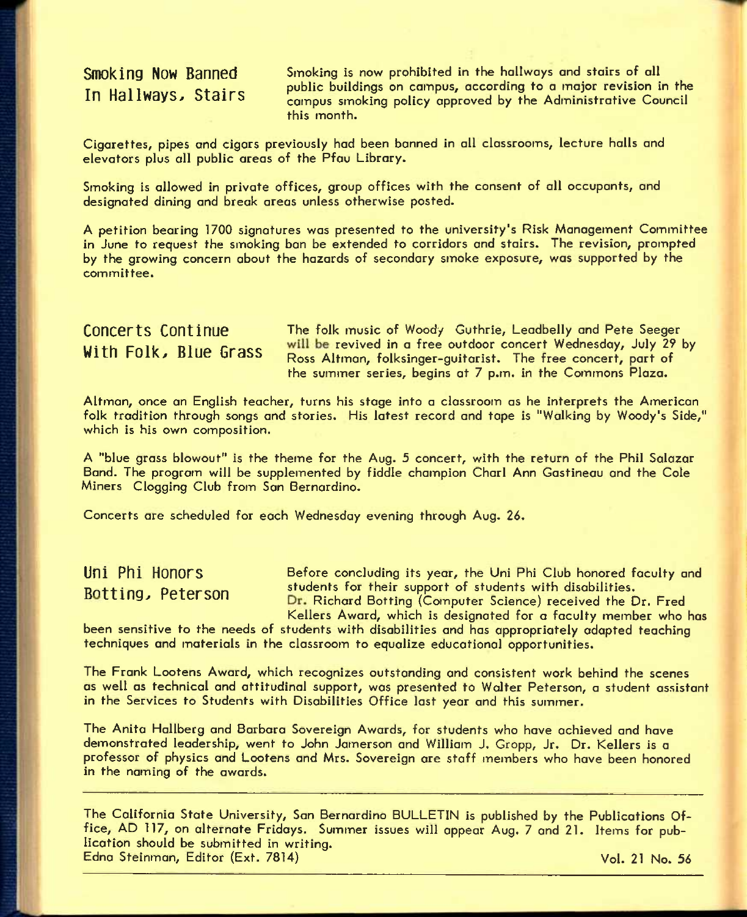## Smoking Now Banned In Hallways, Stairs

Smoking is now prohibited in the hallways and stairs of all public buildings on campus, according to a major revision in the campus smoking policy approved by the Administrative Council this month.

Cigarettes, pipes and cigars previously had been banned in all classrooms, lecture halls and elevators plus all public areas of the Pfau Library.

Smoking is allowed in private offices, group offices with the consent of all occupants, and designated dining and break areas unless otherwise posted.

A petition bearing 1700 signatures was presented to the university's Risk Management Committee in June to request the smoking ban be extended to corridors and stairs. The revision, prompted by the growing concern about the hazards of secondary smoke exposure, was supported by the committee.

## Concerts Continue With Folk, Blue Grass

The folk music of Woody Guthrie, Leadbelly and Pete Seeger will be revived in a free outdoor concert Wednesday, July 29 by Ross Altman, folksinger-guitarist. The free concert, part of the summer series, begins at 7 p.m. in the Commons Plaza.

Altman, once an English teacher, turns his stage into a classroom as he interprets the American folk tradition through songs and stories. His latest record and tape is "Walking by Woody's Side," which is his own composition.

A "blue grass blowout" is the theme for the Aug. 5 concert, with the return of the Phil Salazar Band. The program will be supplemented by fiddle champion Charl Ann Gastineau and the Cole Miners Clogging Club from San Bernardino.

Concerts are scheduled for each Wednesday evening through Aug. 26.

## Uni Phi Honors Botting, Peterson

Before concluding its year, the Uni Phi Club honored faculty and students for their support of students with disabilities. Dr. Richard Botting (Computer Science) received the Dr. Fred Kellers Award, which is designated for a faculty member who has been sensitive to the needs of students with disabilities and has appropriately adapted teaching techniques and materials in the classroom to equalize educational opportunities.

The Frank Lootens Award, which recognizes outstanding and consistent work behind the scenes as well as technical and attitudinal support, was presented to Walter Peterson, a student assistant in the Services to Students with Disabilities Office last year and this summer.

The Anita Hallberg and Barbara Sovereign Awards, for students who have achieved and have demonstrated leadership, went to John Jamerson and William J. Gropp, Jr. Dr. Kellers is a professor of physics and Lootens and Mrs. Sovereign are staff members who have been honored in the naming of the awards.

---

The California State University, San Bernardino BULLETIN is published by the Publications Office, AD 117, on alternate Fridays. Summer issues will appear Aug. 7 and 21. Items for publication should be submitted in writing.
Edna Steinman, Editor (Ext. 7814) Vol. 21 No. 56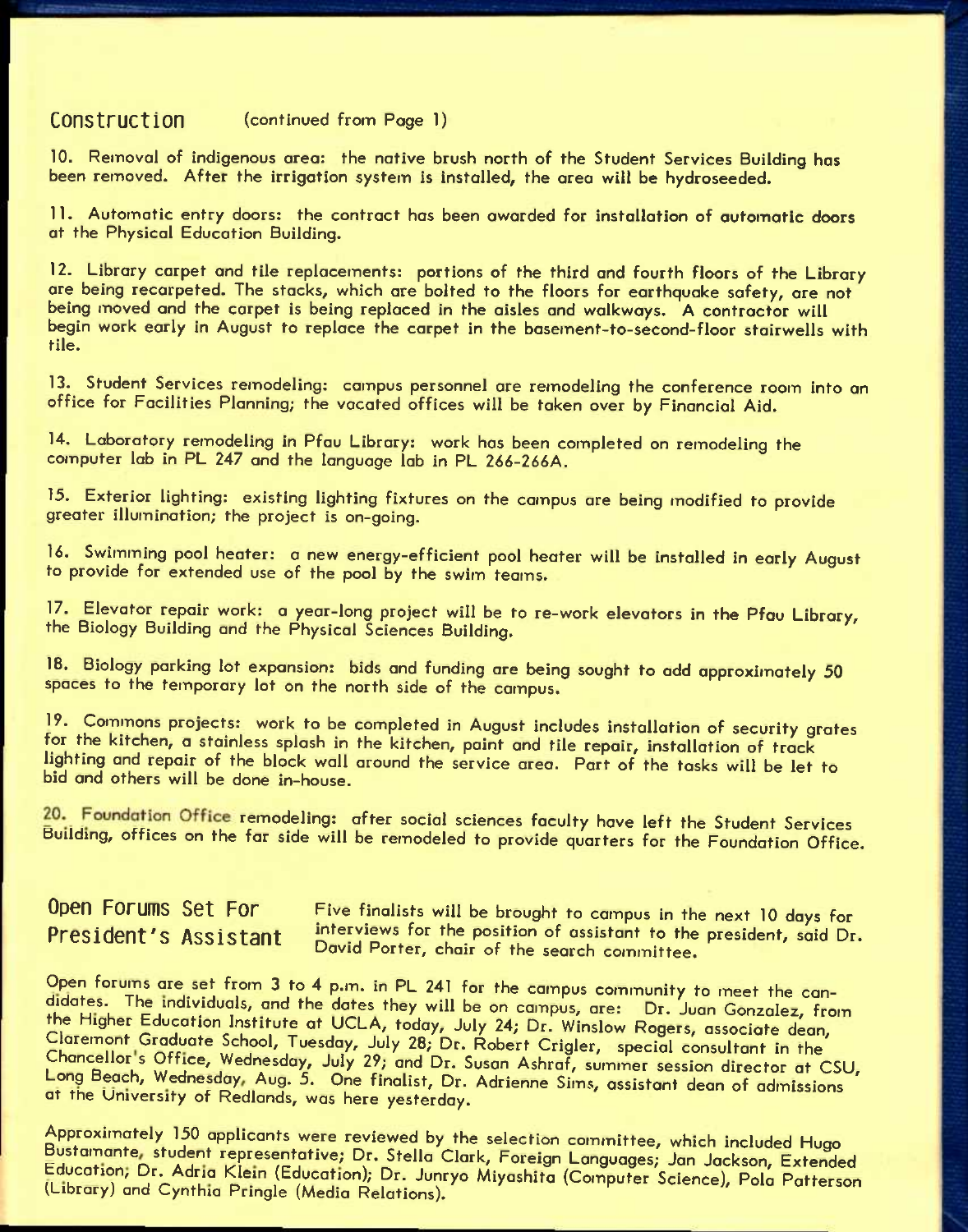## Construction (continued from Page 1)

10. Removal of indigenous area: the native brush north of the Student Services Building has been removed. After the irrigation system is installed, the area will be hydroseeded.

11. Automatic entry doors: the contract has been awarded for installation of automatic doors at the Physical Education Building.

12. Library carpet and tile replacements: portions of the third and fourth floors of the Library are being recarpeted. The stacks, which are bolted to the floors for earthquake safety, are not being moved and the carpet is being replaced in the aisles and walkways. A contractor will begin work early in August to replace the carpet in the basement-to-second-floor stairwells with tile.

13. Student Services remodeling: campus personnel are remodeling the conference room into an office for Facilities Planning; the vacated offices will be taken over by Financial Aid.

14. Laboratory remodeling in Pfau Library: work has been completed on remodeling the computer lab in PL 247 and the language lab in PL 266-266A.

15. Exterior lighting: existing lighting fixtures on the campus are being modified to provide greater illumination; the project is on-going.

16. Swimming pool heater: a new energy-efficient pool heater will be installed in early August to provide for extended use of the pool by the swim teams.

17. Elevator repair work: a year-long project will be to re-work elevators in the Pfau Library, the Biology Building and the Physical Sciences Building.

18. Biology parking lot expansion: bids and funding are being sought to add approximately 50 spaces to the temporary lot on the north side of the campus.

19. Commons projects: work to be completed in August includes installation of security grates for the kitchen, a stainless splash in the kitchen, paint and tile repair, installation of track lighting and repair of the block wall around the service area. Part of the tasks will be let to bid and others will be done in-house.

20. Foundation Office remodeling: after social sciences faculty have left the Student Services Building, offices on the far side will be remodeled to provide quarters for the Foundation Office.

## Open Forums Set For President's Assistant

Five finalists will be brought to campus in the next 10 days for interviews for the position of assistant to the president, said Dr. David Porter, chair of the search committee.

Open forums are set from 3 to 4 p.m. in PL 241 for the campus community to meet the candidates. The individuals, and the dates they will be on campus, are: Dr. Juan Gonzalez, from the Higher Education Institute at UCLA, today, July 24; Dr. Winslow Rogers, associate dean, Claremont Graduate School, Tuesday, July 28; Dr. Robert Crigler, special consultant in the Chancellor's Office, Wednesday, July 29; and Dr. Susan Ashraf, summer session director at CSU, Long Beach, Wednesday, Aug. 5. One finalist, Dr. Adrienne Sims, assistant dean of admissions at the University of Redlands, was here yesterday.

Approximately 150 applicants were reviewed by the selection committee, which included Hugo Bustamante, student representative; Dr. Stella Clark, Foreign Languages; Jan Jackson, Extended Education; Dr. Adria Klein (Education); Dr. Junryo Miyashita (Computer Science), Pola Patterson (Library) and Cynthia Pringle (Media Relations).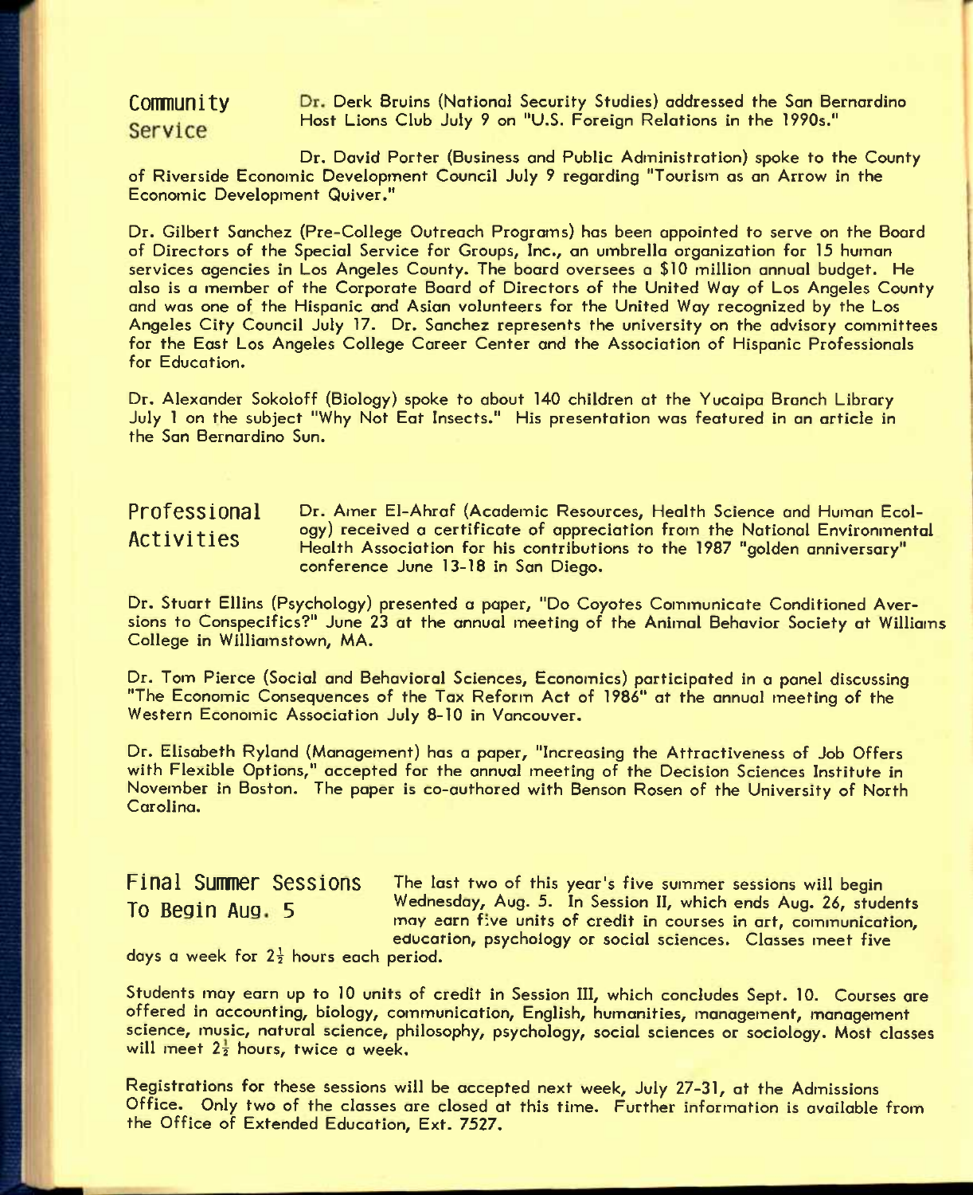## Community Service

Dr. Derk Bruins (National Security Studies) addressed the San Bernardino Host Lions Club July 9 on "U.S. Foreign Relations in the 1990s."

Dr. David Porter (Business and Public Administration) spoke to the County of Riverside Economic Development Council July 9 regarding "Tourism as an Arrow in the Economic Development Quiver."

Dr. Gilbert Sanchez (Pre-College Outreach Programs) has been appointed to serve on the Board of Directors of the Special Service for Groups, Inc., an umbrella organization for 15 human services agencies in Los Angeles County. The board oversees a $10 million annual budget. He also is a member of the Corporate Board of Directors of the United Way of Los Angeles County and was one of the Hispanic and Asian volunteers for the United Way recognized by the Los Angeles City Council July 17. Dr. Sanchez represents the university on the advisory committees for the East Los Angeles College Career Center and the Association of Hispanic Professionals for Education.

Dr. Alexander Sokoloff (Biology) spoke to about 140 children at the Yucaipa Branch Library July 1 on the subject "Why Not Eat Insects." His presentation was featured in an article in the San Bernardino Sun.

## Professional Activities

Dr. Amer El-Ahraf (Academic Resources, Health Science and Human Ecology) received a certificate of appreciation from the National Environmental Health Association for his contributions to the 1987 "golden anniversary" conference June 13-18 in San Diego.

Dr. Stuart Ellins (Psychology) presented a paper, "Do Coyotes Communicate Conditioned Aversions to Conspecifics?" June 23 at the annual meeting of the Animal Behavior Society at Williams College in Williamstown, MA.

Dr. Tom Pierce (Social and Behavioral Sciences, Economics) participated in a panel discussing "The Economic Consequences of the Tax Reform Act of 1986" at the annual meeting of the Western Economic Association July 8-10 in Vancouver.

Dr. Elisabeth Ryland (Management) has a paper, "Increasing the Attractiveness of Job Offers with Flexible Options," accepted for the annual meeting of the Decision Sciences Institute in November in Boston. The paper is co-authored with Benson Rosen of the University of North Carolina.

## Final Summer Sessions To Begin Aug. 5

The last two of this year's five summer sessions will begin Wednesday, Aug. 5. In Session II, which ends Aug. 26, students may earn five units of credit in courses in art, communication, education, psychology or social sciences. Classes meet five days a week for $2\frac{1}{2}$ hours each period.

Students may earn up to 10 units of credit in Session III, which concludes Sept. 10. Courses are offered in accounting, biology, communication, English, humanities, management, management science, music, natural science, philosophy, psychology, social sciences or sociology. Most classes will meet $2\frac{1}{2}$ hours, twice a week.

Registrations for these sessions will be accepted next week, July 27-31, at the Admissions Office. Only two of the classes are closed at this time. Further information is available from the Office of Extended Education, Ext. 7527.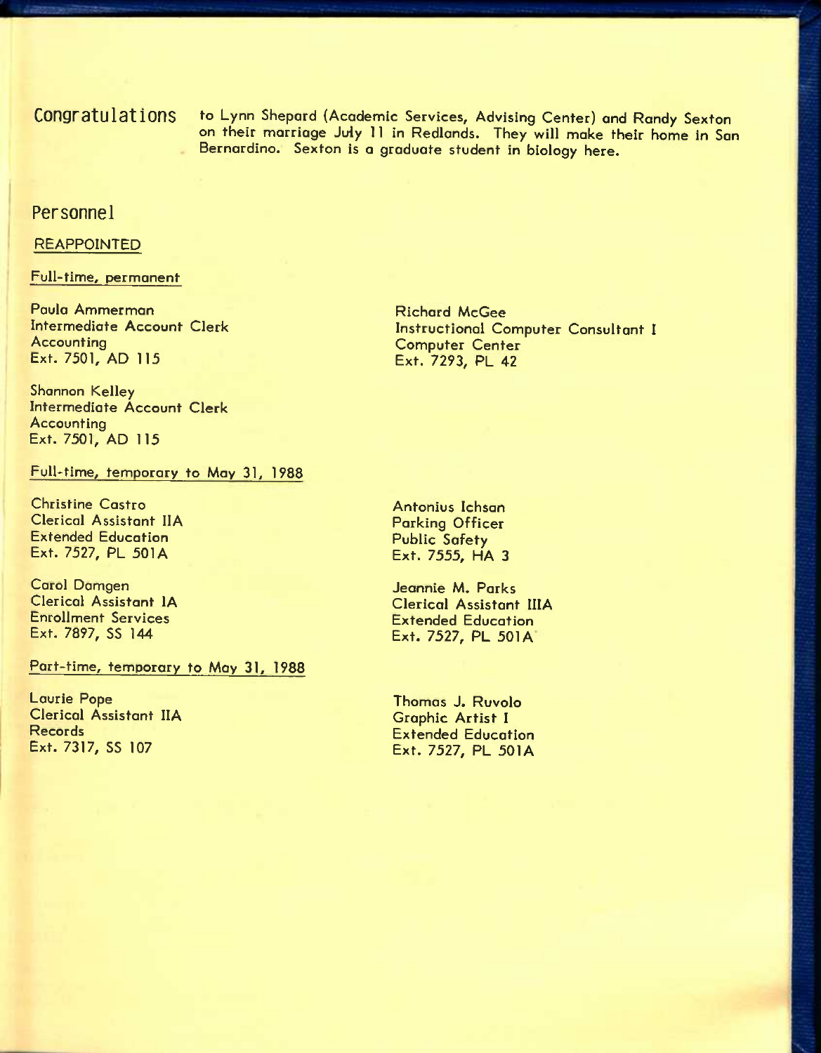**Congratulations** to Lynn Shepard (Academic Services, Advising Center) and Randy Sexton on their marriage July 11 in Redlands. They will make their home in San Bernardino. Sexton is a graduate student in biology here.

## Personnel

### REAPPOINTED

#### Full-time, permanent

Paula Ammerman
Intermediate Account Clerk
Accounting
Ext. 7501, AD 115

Shannon Kelley
Intermediate Account Clerk
Accounting
Ext. 7501, AD 115

Richard McGee
Instructional Computer Consultant I
Computer Center
Ext. 7293, PL 42

#### Full-time, temporary to May 31, 1988

Christine Castro
Clerical Assistant IIA
Extended Education
Ext. 7527, PL 501A

Carol Damgen
Clerical Assistant IA
Enrollment Services
Ext. 7897, SS 144

Antonius Ichsan
Parking Officer
Public Safety
Ext. 7555, HA 3

Jeannie M. Parks
Clerical Assistant IIIA
Extended Education
Ext. 7527, PL 501A

#### Part-time, temporary to May 31, 1988

Laurie Pope
Clerical Assistant IIA
Records
Ext. 7317, SS 107

Thomas J. Ruvolo
Graphic Artist I
Extended Education
Ext. 7527, PL 501A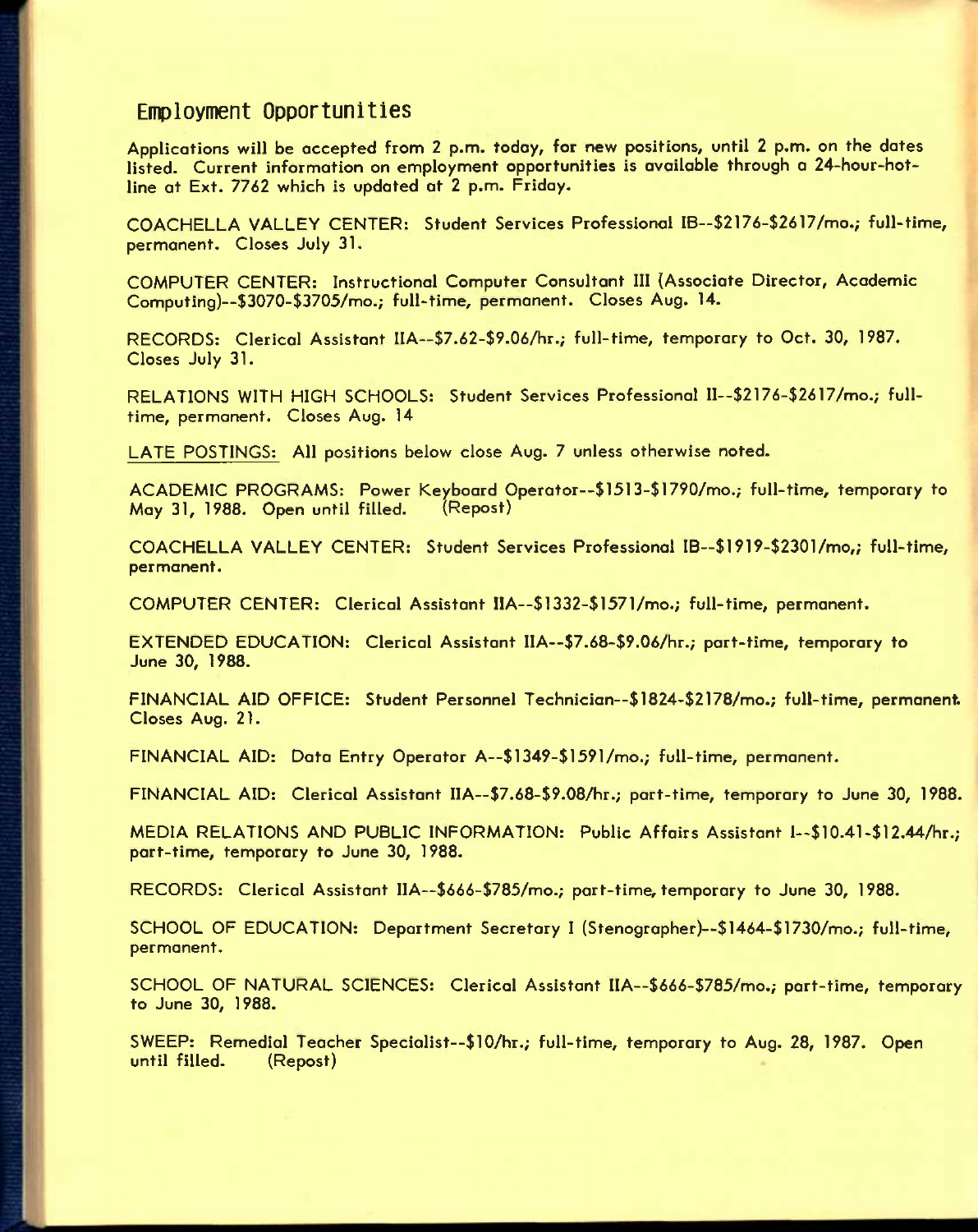## Employment Opportunities

Applications will be accepted from 2 p.m. today, for new positions, until 2 p.m. on the dates listed. Current information on employment opportunities is available through a 24-hour-hotline at Ext. 7762 which is updated at 2 p.m. Friday.

COACHELLA VALLEY CENTER: Student Services Professional IB--$2176-$2617/mo.; full-time, permanent. Closes July 31.

COMPUTER CENTER: Instructional Computer Consultant III (Associate Director, Academic Computing)--$3070-$3705/mo.; full-time, permanent. Closes Aug. 14.

RECORDS: Clerical Assistant IIA--$7.62-$9.06/hr.; full-time, temporary to Oct. 30, 1987. Closes July 31.

RELATIONS WITH HIGH SCHOOLS: Student Services Professional II--$2176-$2617/mo.; full-time, permanent. Closes Aug. 14

LATE POSTINGS: All positions below close Aug. 7 unless otherwise noted.

ACADEMIC PROGRAMS: Power Keyboard Operator--$1513-$1790/mo.; full-time, temporary to May 31, 1988. Open until filled. (Repost)

COACHELLA VALLEY CENTER: Student Services Professional IB--$1919-$2301/mo,; full-time, permanent.

COMPUTER CENTER: Clerical Assistant IIA--$1332-$1571/mo.; full-time, permanent.

EXTENDED EDUCATION: Clerical Assistant IIA--$7.68-$9.06/hr.; part-time, temporary to June 30, 1988.

FINANCIAL AID OFFICE: Student Personnel Technician--$1824-$2178/mo.; full-time, permanent. Closes Aug. 21.

FINANCIAL AID: Data Entry Operator A--$1349-$1591/mo.; full-time, permanent.

FINANCIAL AID: Clerical Assistant IIA--$7.68-$9.08/hr.; part-time, temporary to June 30, 1988.

MEDIA RELATIONS AND PUBLIC INFORMATION: Public Affairs Assistant I--$10.41-$12.44/hr.; part-time, temporary to June 30, 1988.

RECORDS: Clerical Assistant IIA--$666-$785/mo.; part-time, temporary to June 30, 1988.

SCHOOL OF EDUCATION: Department Secretary I (Stenographer)--$1464-$1730/mo.; full-time, permanent.

SCHOOL OF NATURAL SCIENCES: Clerical Assistant IIA--$666-$785/mo.; part-time, temporary to June 30, 1988.

SWEEP: Remedial Teacher Specialist--$10/hr.; full-time, temporary to Aug. 28, 1987. Open until filled. (Repost)